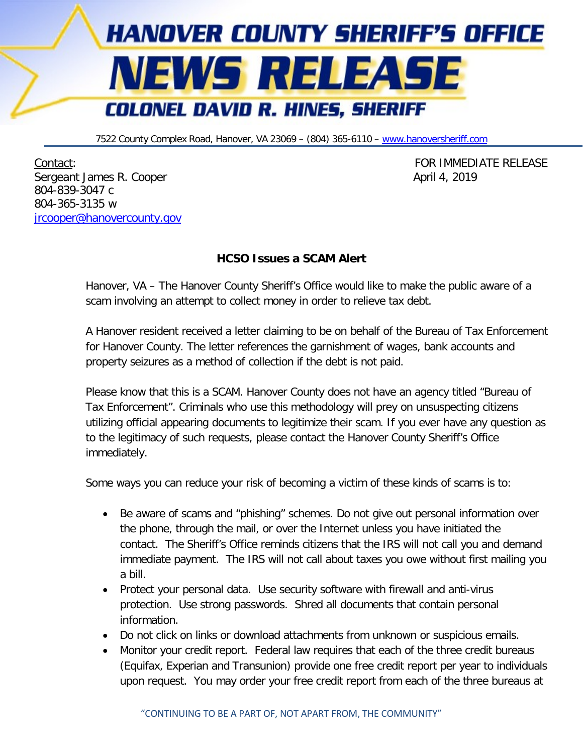# HANOVER COUNTY SHERIFF'S OFFICE

# NEWS RELEASE

## COLONEL DAVID R. HINES, SHERIFF

7522 County Complex Road, Hanover, VA 23069 – (804) 365-6110 – www.hanoversheriff.com

Contact:
Sergeant James R. Cooper
804-839-3047 c
804-365-3135 w
jrcooper@hanovercounty.gov

FOR IMMEDIATE RELEASE
April 4, 2019

**HCSO Issues a SCAM Alert**

Hanover, VA – The Hanover County Sheriff's Office would like to make the public aware of a scam involving an attempt to collect money in order to relieve tax debt.

A Hanover resident received a letter claiming to be on behalf of the Bureau of Tax Enforcement for Hanover County. The letter references the garnishment of wages, bank accounts and property seizures as a method of collection if the debt is not paid.

Please know that this is a SCAM. Hanover County does not have an agency titled "Bureau of Tax Enforcement". Criminals who use this methodology will prey on unsuspecting citizens utilizing official appearing documents to legitimize their scam. If you ever have any question as to the legitimacy of such requests, please contact the Hanover County Sheriff's Office immediately.

Some ways you can reduce your risk of becoming a victim of these kinds of scams is to:

- Be aware of scams and "phishing" schemes. Do not give out personal information over the phone, through the mail, or over the Internet unless you have initiated the contact. The Sheriff's Office reminds citizens that the IRS will not call you and demand immediate payment. The IRS will not call about taxes you owe without first mailing you a bill.
- Protect your personal data. Use security software with firewall and anti-virus protection. Use strong passwords. Shred all documents that contain personal information.
- Do not click on links or download attachments from unknown or suspicious emails.
- Monitor your credit report. Federal law requires that each of the three credit bureaus (Equifax, Experian and Transunion) provide one free credit report per year to individuals upon request. You may order your free credit report from each of the three bureaus at

"CONTINUING TO BE A PART OF, NOT APART FROM, THE COMMUNITY"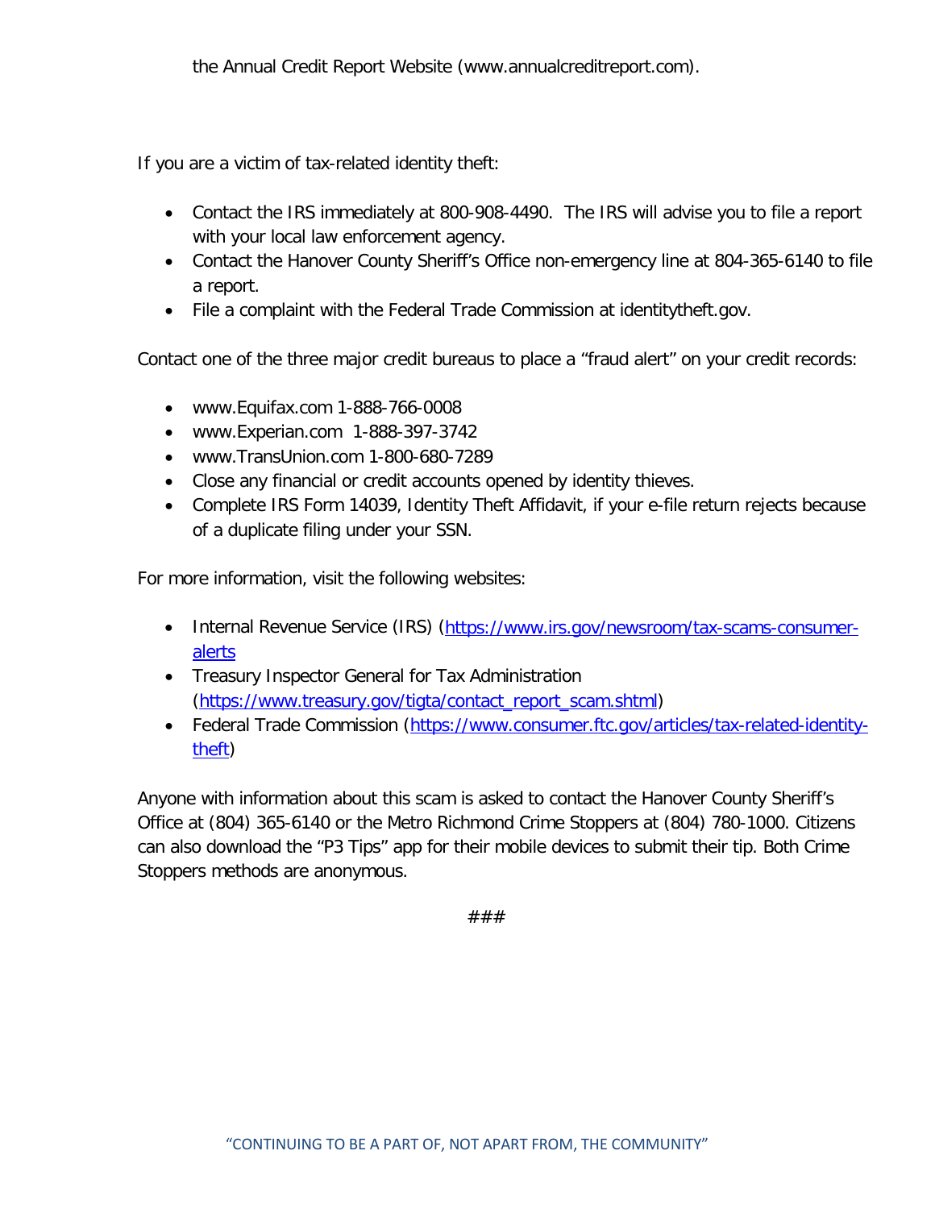the Annual Credit Report Website (www.annualcreditreport.com).

If you are a victim of tax-related identity theft:

- Contact the IRS immediately at 800-908-4490. The IRS will advise you to file a report with your local law enforcement agency.
- Contact the Hanover County Sheriff's Office non-emergency line at 804-365-6140 to file a report.
- File a complaint with the Federal Trade Commission at identitytheft.gov.

Contact one of the three major credit bureaus to place a "fraud alert" on your credit records:

- www.Equifax.com 1-888-766-0008
- www.Experian.com 1-888-397-3742
- www.TransUnion.com 1-800-680-7289
- Close any financial or credit accounts opened by identity thieves.
- Complete IRS Form 14039, Identity Theft Affidavit, if your e-file return rejects because of a duplicate filing under your SSN.

For more information, visit the following websites:

- Internal Revenue Service (IRS) (https://www.irs.gov/newsroom/tax-scams-consumer-alerts
- Treasury Inspector General for Tax Administration (https://www.treasury.gov/tigta/contact_report_scam.shtml)
- Federal Trade Commission (https://www.consumer.ftc.gov/articles/tax-related-identity-theft)

Anyone with information about this scam is asked to contact the Hanover County Sheriff's Office at (804) 365-6140 or the Metro Richmond Crime Stoppers at (804) 780-1000. Citizens can also download the "P3 Tips" app for their mobile devices to submit their tip. Both Crime Stoppers methods are anonymous.

###